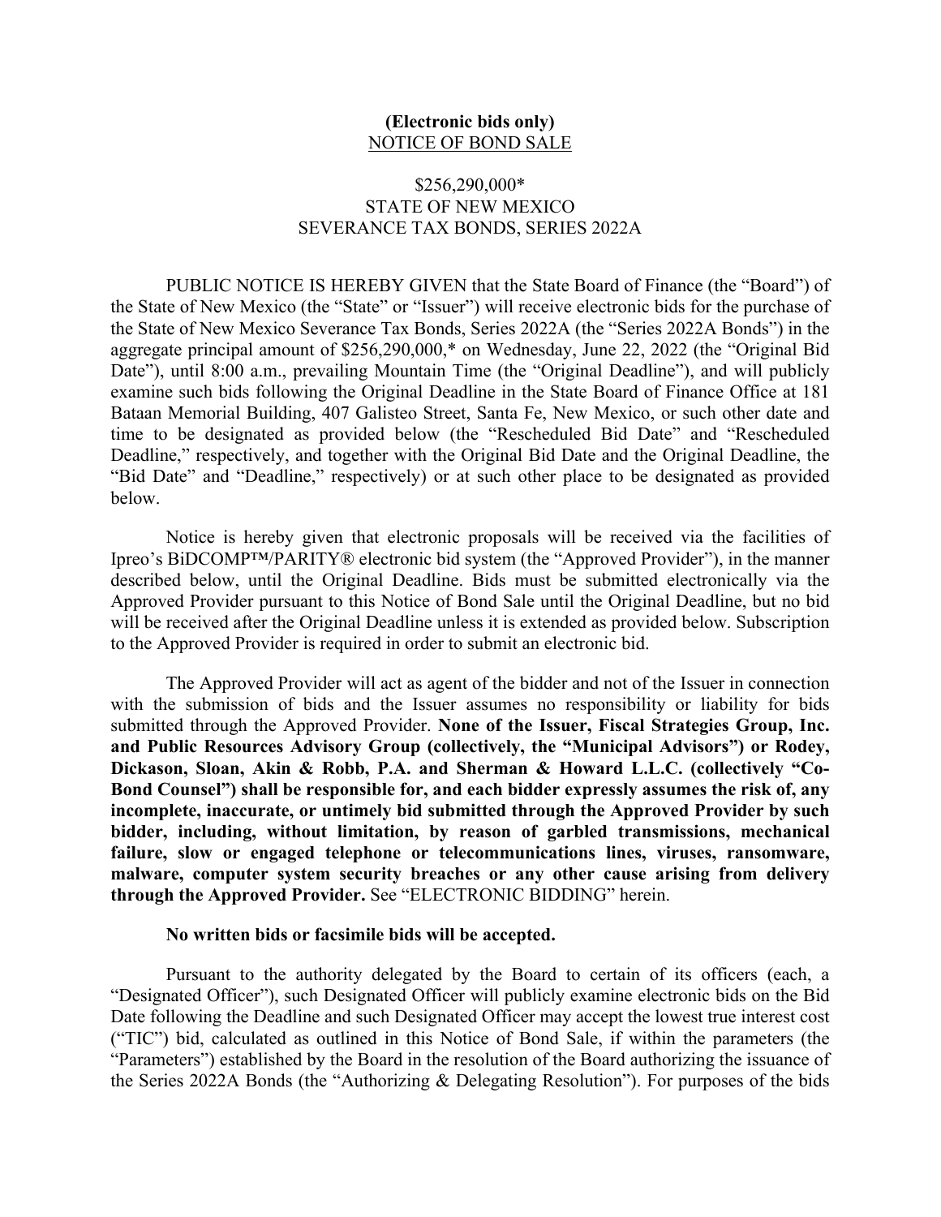**(Electronic bids only)**
NOTICE OF BOND SALE

$256,290,000*
STATE OF NEW MEXICO
SEVERANCE TAX BONDS, SERIES 2022A

PUBLIC NOTICE IS HEREBY GIVEN that the State Board of Finance (the "Board") of the State of New Mexico (the "State" or "Issuer") will receive electronic bids for the purchase of the State of New Mexico Severance Tax Bonds, Series 2022A (the "Series 2022A Bonds") in the aggregate principal amount of $256,290,000,* on Wednesday, June 22, 2022 (the "Original Bid Date"), until 8:00 a.m., prevailing Mountain Time (the "Original Deadline"), and will publicly examine such bids following the Original Deadline in the State Board of Finance Office at 181 Bataan Memorial Building, 407 Galisteo Street, Santa Fe, New Mexico, or such other date and time to be designated as provided below (the "Rescheduled Bid Date" and "Rescheduled Deadline," respectively, and together with the Original Bid Date and the Original Deadline, the "Bid Date" and "Deadline," respectively) or at such other place to be designated as provided below.

Notice is hereby given that electronic proposals will be received via the facilities of Ipreo's BiDCOMP™/PARITY® electronic bid system (the "Approved Provider"), in the manner described below, until the Original Deadline. Bids must be submitted electronically via the Approved Provider pursuant to this Notice of Bond Sale until the Original Deadline, but no bid will be received after the Original Deadline unless it is extended as provided below. Subscription to the Approved Provider is required in order to submit an electronic bid.

The Approved Provider will act as agent of the bidder and not of the Issuer in connection with the submission of bids and the Issuer assumes no responsibility or liability for bids submitted through the Approved Provider. **None of the Issuer, Fiscal Strategies Group, Inc. and Public Resources Advisory Group (collectively, the "Municipal Advisors") or Rodey, Dickason, Sloan, Akin & Robb, P.A. and Sherman & Howard L.L.C. (collectively "Co-Bond Counsel") shall be responsible for, and each bidder expressly assumes the risk of, any incomplete, inaccurate, or untimely bid submitted through the Approved Provider by such bidder, including, without limitation, by reason of garbled transmissions, mechanical failure, slow or engaged telephone or telecommunications lines, viruses, ransomware, malware, computer system security breaches or any other cause arising from delivery through the Approved Provider.** See "ELECTRONIC BIDDING" herein.

**No written bids or facsimile bids will be accepted.**

Pursuant to the authority delegated by the Board to certain of its officers (each, a "Designated Officer"), such Designated Officer will publicly examine electronic bids on the Bid Date following the Deadline and such Designated Officer may accept the lowest true interest cost ("TIC") bid, calculated as outlined in this Notice of Bond Sale, if within the parameters (the "Parameters") established by the Board in the resolution of the Board authorizing the issuance of the Series 2022A Bonds (the "Authorizing & Delegating Resolution"). For purposes of the bids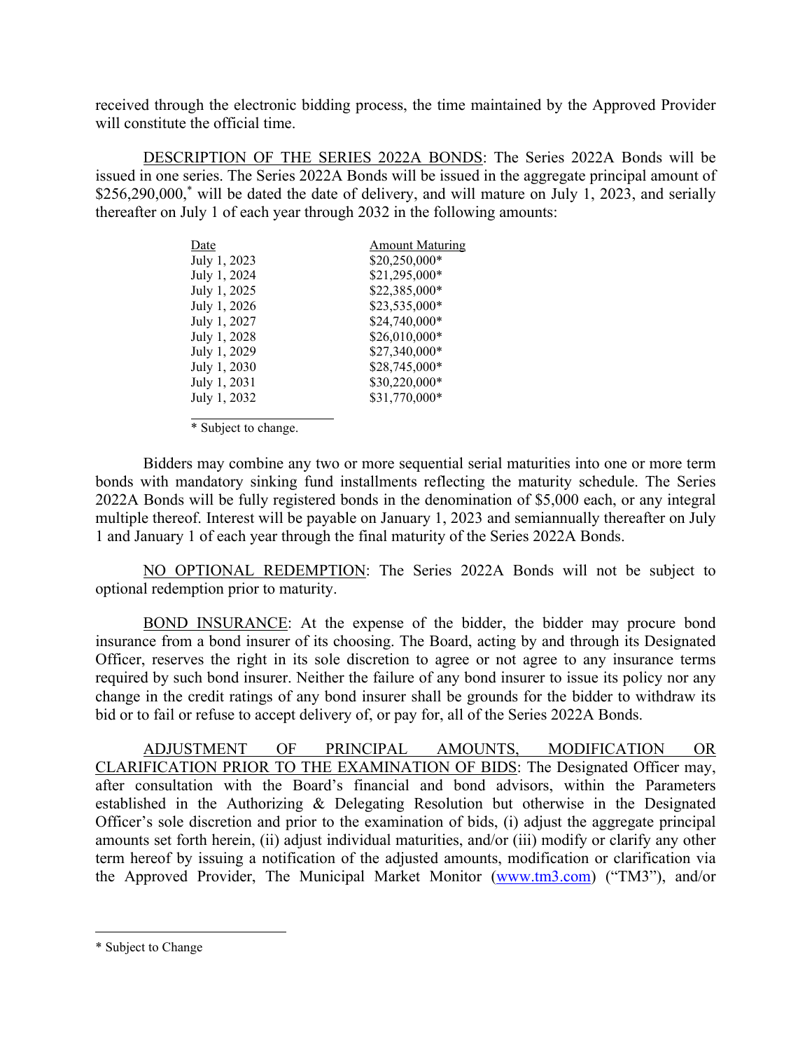received through the electronic bidding process, the time maintained by the Approved Provider will constitute the official time.

<u>DESCRIPTION OF THE SERIES 2022A BONDS</u>: The Series 2022A Bonds will be issued in one series. The Series 2022A Bonds will be issued in the aggregate principal amount of $256,290,000,* will be dated the date of delivery, and will mature on July 1, 2023, and serially thereafter on July 1 of each year through 2032 in the following amounts:

| Date | Amount Maturing |
|---|---|
| July 1, 2023 | $20,250,000* |
| July 1, 2024 | $21,295,000* |
| July 1, 2025 | $22,385,000* |
| July 1, 2026 | $23,535,000* |
| July 1, 2027 | $24,740,000* |
| July 1, 2028 | $26,010,000* |
| July 1, 2029 | $27,340,000* |
| July 1, 2030 | $28,745,000* |
| July 1, 2031 | $30,220,000* |
| July 1, 2032 | $31,770,000* |

\* Subject to change.

Bidders may combine any two or more sequential serial maturities into one or more term bonds with mandatory sinking fund installments reflecting the maturity schedule. The Series 2022A Bonds will be fully registered bonds in the denomination of $5,000 each, or any integral multiple thereof. Interest will be payable on January 1, 2023 and semiannually thereafter on July 1 and January 1 of each year through the final maturity of the Series 2022A Bonds.

<u>NO OPTIONAL REDEMPTION</u>: The Series 2022A Bonds will not be subject to optional redemption prior to maturity.

<u>BOND INSURANCE</u>: At the expense of the bidder, the bidder may procure bond insurance from a bond insurer of its choosing. The Board, acting by and through its Designated Officer, reserves the right in its sole discretion to agree or not agree to any insurance terms required by such bond insurer. Neither the failure of any bond insurer to issue its policy nor any change in the credit ratings of any bond insurer shall be grounds for the bidder to withdraw its bid or to fail or refuse to accept delivery of, or pay for, all of the Series 2022A Bonds.

<u>ADJUSTMENT OF PRINCIPAL AMOUNTS, MODIFICATION OR CLARIFICATION PRIOR TO THE EXAMINATION OF BIDS</u>: The Designated Officer may, after consultation with the Board's financial and bond advisors, within the Parameters established in the Authorizing & Delegating Resolution but otherwise in the Designated Officer's sole discretion and prior to the examination of bids, (i) adjust the aggregate principal amounts set forth herein, (ii) adjust individual maturities, and/or (iii) modify or clarify any other term hereof by issuing a notification of the adjusted amounts, modification or clarification via the Approved Provider, The Municipal Market Monitor (www.tm3.com) ("TM3"), and/or

\* Subject to Change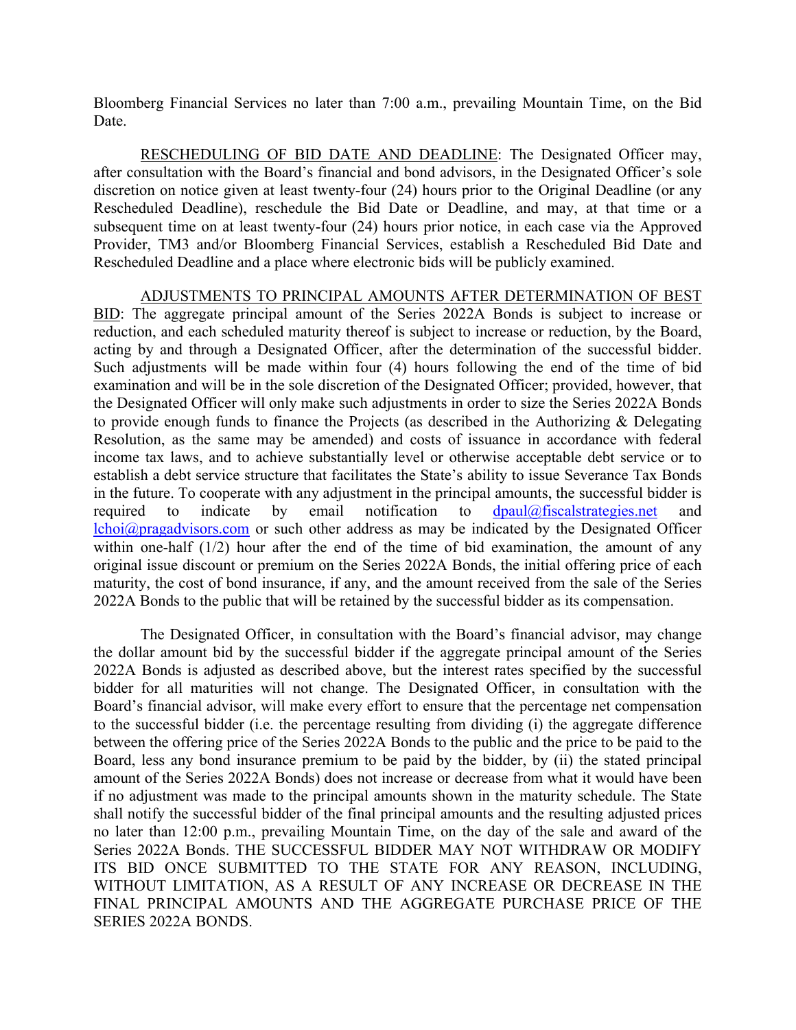Bloomberg Financial Services no later than 7:00 a.m., prevailing Mountain Time, on the Bid Date.

RESCHEDULING OF BID DATE AND DEADLINE: The Designated Officer may, after consultation with the Board's financial and bond advisors, in the Designated Officer's sole discretion on notice given at least twenty-four (24) hours prior to the Original Deadline (or any Rescheduled Deadline), reschedule the Bid Date or Deadline, and may, at that time or a subsequent time on at least twenty-four (24) hours prior notice, in each case via the Approved Provider, TM3 and/or Bloomberg Financial Services, establish a Rescheduled Bid Date and Rescheduled Deadline and a place where electronic bids will be publicly examined.

ADJUSTMENTS TO PRINCIPAL AMOUNTS AFTER DETERMINATION OF BEST BID: The aggregate principal amount of the Series 2022A Bonds is subject to increase or reduction, and each scheduled maturity thereof is subject to increase or reduction, by the Board, acting by and through a Designated Officer, after the determination of the successful bidder. Such adjustments will be made within four (4) hours following the end of the time of bid examination and will be in the sole discretion of the Designated Officer; provided, however, that the Designated Officer will only make such adjustments in order to size the Series 2022A Bonds to provide enough funds to finance the Projects (as described in the Authorizing & Delegating Resolution, as the same may be amended) and costs of issuance in accordance with federal income tax laws, and to achieve substantially level or otherwise acceptable debt service or to establish a debt service structure that facilitates the State's ability to issue Severance Tax Bonds in the future. To cooperate with any adjustment in the principal amounts, the successful bidder is required to indicate by email notification to dpaul@fiscalstrategies.net and lchoi@pragadvisors.com or such other address as may be indicated by the Designated Officer within one-half (1/2) hour after the end of the time of bid examination, the amount of any original issue discount or premium on the Series 2022A Bonds, the initial offering price of each maturity, the cost of bond insurance, if any, and the amount received from the sale of the Series 2022A Bonds to the public that will be retained by the successful bidder as its compensation.

The Designated Officer, in consultation with the Board's financial advisor, may change the dollar amount bid by the successful bidder if the aggregate principal amount of the Series 2022A Bonds is adjusted as described above, but the interest rates specified by the successful bidder for all maturities will not change. The Designated Officer, in consultation with the Board's financial advisor, will make every effort to ensure that the percentage net compensation to the successful bidder (i.e. the percentage resulting from dividing (i) the aggregate difference between the offering price of the Series 2022A Bonds to the public and the price to be paid to the Board, less any bond insurance premium to be paid by the bidder, by (ii) the stated principal amount of the Series 2022A Bonds) does not increase or decrease from what it would have been if no adjustment was made to the principal amounts shown in the maturity schedule. The State shall notify the successful bidder of the final principal amounts and the resulting adjusted prices no later than 12:00 p.m., prevailing Mountain Time, on the day of the sale and award of the Series 2022A Bonds. THE SUCCESSFUL BIDDER MAY NOT WITHDRAW OR MODIFY ITS BID ONCE SUBMITTED TO THE STATE FOR ANY REASON, INCLUDING, WITHOUT LIMITATION, AS A RESULT OF ANY INCREASE OR DECREASE IN THE FINAL PRINCIPAL AMOUNTS AND THE AGGREGATE PURCHASE PRICE OF THE SERIES 2022A BONDS.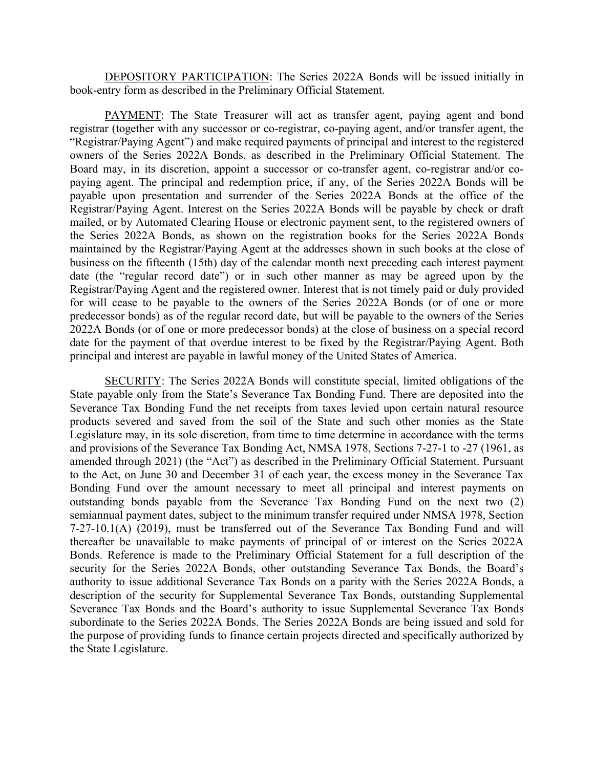DEPOSITORY PARTICIPATION: The Series 2022A Bonds will be issued initially in book-entry form as described in the Preliminary Official Statement.

PAYMENT: The State Treasurer will act as transfer agent, paying agent and bond registrar (together with any successor or co-registrar, co-paying agent, and/or transfer agent, the "Registrar/Paying Agent") and make required payments of principal and interest to the registered owners of the Series 2022A Bonds, as described in the Preliminary Official Statement. The Board may, in its discretion, appoint a successor or co-transfer agent, co-registrar and/or co-paying agent. The principal and redemption price, if any, of the Series 2022A Bonds will be payable upon presentation and surrender of the Series 2022A Bonds at the office of the Registrar/Paying Agent. Interest on the Series 2022A Bonds will be payable by check or draft mailed, or by Automated Clearing House or electronic payment sent, to the registered owners of the Series 2022A Bonds, as shown on the registration books for the Series 2022A Bonds maintained by the Registrar/Paying Agent at the addresses shown in such books at the close of business on the fifteenth (15th) day of the calendar month next preceding each interest payment date (the "regular record date") or in such other manner as may be agreed upon by the Registrar/Paying Agent and the registered owner. Interest that is not timely paid or duly provided for will cease to be payable to the owners of the Series 2022A Bonds (or of one or more predecessor bonds) as of the regular record date, but will be payable to the owners of the Series 2022A Bonds (or of one or more predecessor bonds) at the close of business on a special record date for the payment of that overdue interest to be fixed by the Registrar/Paying Agent. Both principal and interest are payable in lawful money of the United States of America.

SECURITY: The Series 2022A Bonds will constitute special, limited obligations of the State payable only from the State's Severance Tax Bonding Fund. There are deposited into the Severance Tax Bonding Fund the net receipts from taxes levied upon certain natural resource products severed and saved from the soil of the State and such other monies as the State Legislature may, in its sole discretion, from time to time determine in accordance with the terms and provisions of the Severance Tax Bonding Act, NMSA 1978, Sections 7-27-1 to -27 (1961, as amended through 2021) (the "Act") as described in the Preliminary Official Statement. Pursuant to the Act, on June 30 and December 31 of each year, the excess money in the Severance Tax Bonding Fund over the amount necessary to meet all principal and interest payments on outstanding bonds payable from the Severance Tax Bonding Fund on the next two (2) semiannual payment dates, subject to the minimum transfer required under NMSA 1978, Section 7-27-10.1(A) (2019), must be transferred out of the Severance Tax Bonding Fund and will thereafter be unavailable to make payments of principal of or interest on the Series 2022A Bonds. Reference is made to the Preliminary Official Statement for a full description of the security for the Series 2022A Bonds, other outstanding Severance Tax Bonds, the Board's authority to issue additional Severance Tax Bonds on a parity with the Series 2022A Bonds, a description of the security for Supplemental Severance Tax Bonds, outstanding Supplemental Severance Tax Bonds and the Board's authority to issue Supplemental Severance Tax Bonds subordinate to the Series 2022A Bonds. The Series 2022A Bonds are being issued and sold for the purpose of providing funds to finance certain projects directed and specifically authorized by the State Legislature.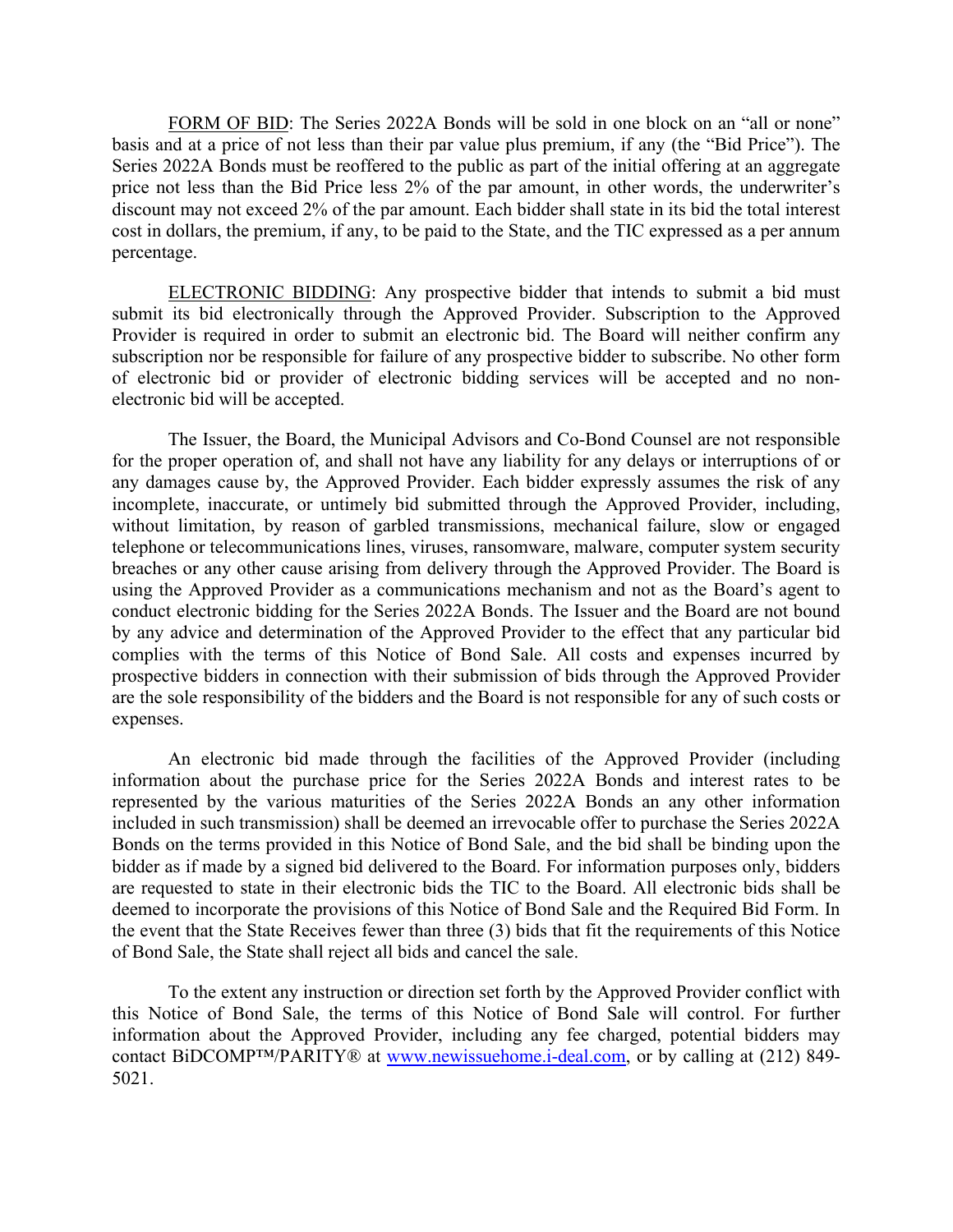<u>FORM OF BID</u>: The Series 2022A Bonds will be sold in one block on an "all or none" basis and at a price of not less than their par value plus premium, if any (the "Bid Price"). The Series 2022A Bonds must be reoffered to the public as part of the initial offering at an aggregate price not less than the Bid Price less 2% of the par amount, in other words, the underwriter's discount may not exceed 2% of the par amount. Each bidder shall state in its bid the total interest cost in dollars, the premium, if any, to be paid to the State, and the TIC expressed as a per annum percentage.

<u>ELECTRONIC BIDDING</u>: Any prospective bidder that intends to submit a bid must submit its bid electronically through the Approved Provider. Subscription to the Approved Provider is required in order to submit an electronic bid. The Board will neither confirm any subscription nor be responsible for failure of any prospective bidder to subscribe. No other form of electronic bid or provider of electronic bidding services will be accepted and no non-electronic bid will be accepted.

The Issuer, the Board, the Municipal Advisors and Co-Bond Counsel are not responsible for the proper operation of, and shall not have any liability for any delays or interruptions of or any damages cause by, the Approved Provider. Each bidder expressly assumes the risk of any incomplete, inaccurate, or untimely bid submitted through the Approved Provider, including, without limitation, by reason of garbled transmissions, mechanical failure, slow or engaged telephone or telecommunications lines, viruses, ransomware, malware, computer system security breaches or any other cause arising from delivery through the Approved Provider. The Board is using the Approved Provider as a communications mechanism and not as the Board's agent to conduct electronic bidding for the Series 2022A Bonds. The Issuer and the Board are not bound by any advice and determination of the Approved Provider to the effect that any particular bid complies with the terms of this Notice of Bond Sale. All costs and expenses incurred by prospective bidders in connection with their submission of bids through the Approved Provider are the sole responsibility of the bidders and the Board is not responsible for any of such costs or expenses.

An electronic bid made through the facilities of the Approved Provider (including information about the purchase price for the Series 2022A Bonds and interest rates to be represented by the various maturities of the Series 2022A Bonds an any other information included in such transmission) shall be deemed an irrevocable offer to purchase the Series 2022A Bonds on the terms provided in this Notice of Bond Sale, and the bid shall be binding upon the bidder as if made by a signed bid delivered to the Board. For information purposes only, bidders are requested to state in their electronic bids the TIC to the Board. All electronic bids shall be deemed to incorporate the provisions of this Notice of Bond Sale and the Required Bid Form. In the event that the State Receives fewer than three (3) bids that fit the requirements of this Notice of Bond Sale, the State shall reject all bids and cancel the sale.

To the extent any instruction or direction set forth by the Approved Provider conflict with this Notice of Bond Sale, the terms of this Notice of Bond Sale will control. For further information about the Approved Provider, including any fee charged, potential bidders may contact BiDCOMP™/PARITY® at www.newissuehome.i-deal.com, or by calling at (212) 849-5021.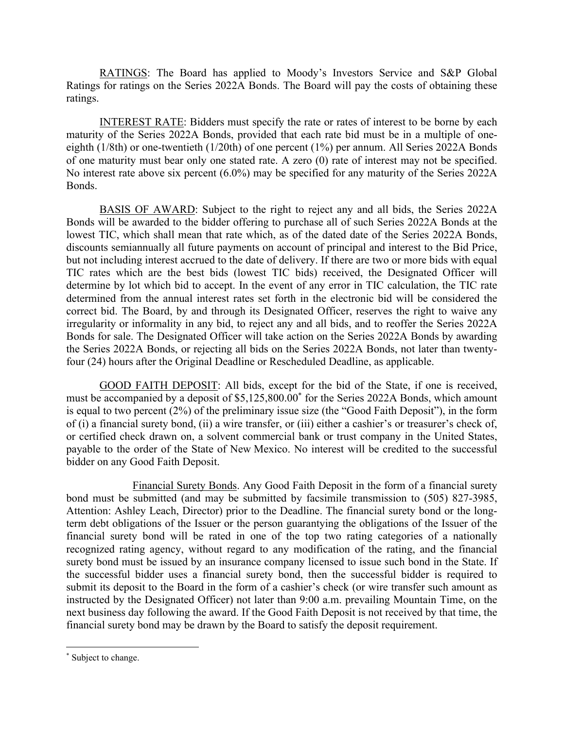RATINGS: The Board has applied to Moody's Investors Service and S&P Global Ratings for ratings on the Series 2022A Bonds. The Board will pay the costs of obtaining these ratings.

INTEREST RATE: Bidders must specify the rate or rates of interest to be borne by each maturity of the Series 2022A Bonds, provided that each rate bid must be in a multiple of one-eighth (1/8th) or one-twentieth (1/20th) of one percent (1%) per annum. All Series 2022A Bonds of one maturity must bear only one stated rate. A zero (0) rate of interest may not be specified. No interest rate above six percent (6.0%) may be specified for any maturity of the Series 2022A Bonds.

BASIS OF AWARD: Subject to the right to reject any and all bids, the Series 2022A Bonds will be awarded to the bidder offering to purchase all of such Series 2022A Bonds at the lowest TIC, which shall mean that rate which, as of the dated date of the Series 2022A Bonds, discounts semiannually all future payments on account of principal and interest to the Bid Price, but not including interest accrued to the date of delivery. If there are two or more bids with equal TIC rates which are the best bids (lowest TIC bids) received, the Designated Officer will determine by lot which bid to accept. In the event of any error in TIC calculation, the TIC rate determined from the annual interest rates set forth in the electronic bid will be considered the correct bid. The Board, by and through its Designated Officer, reserves the right to waive any irregularity or informality in any bid, to reject any and all bids, and to reoffer the Series 2022A Bonds for sale. The Designated Officer will take action on the Series 2022A Bonds by awarding the Series 2022A Bonds, or rejecting all bids on the Series 2022A Bonds, not later than twenty-four (24) hours after the Original Deadline or Rescheduled Deadline, as applicable.

GOOD FAITH DEPOSIT: All bids, except for the bid of the State, if one is received, must be accompanied by a deposit of $5,125,800.00* for the Series 2022A Bonds, which amount is equal to two percent (2%) of the preliminary issue size (the "Good Faith Deposit"), in the form of (i) a financial surety bond, (ii) a wire transfer, or (iii) either a cashier's or treasurer's check of, or certified check drawn on, a solvent commercial bank or trust company in the United States, payable to the order of the State of New Mexico. No interest will be credited to the successful bidder on any Good Faith Deposit.

Financial Surety Bonds. Any Good Faith Deposit in the form of a financial surety bond must be submitted (and may be submitted by facsimile transmission to (505) 827-3985, Attention: Ashley Leach, Director) prior to the Deadline. The financial surety bond or the long-term debt obligations of the Issuer or the person guarantying the obligations of the Issuer of the financial surety bond will be rated in one of the top two rating categories of a nationally recognized rating agency, without regard to any modification of the rating, and the financial surety bond must be issued by an insurance company licensed to issue such bond in the State. If the successful bidder uses a financial surety bond, then the successful bidder is required to submit its deposit to the Board in the form of a cashier's check (or wire transfer such amount as instructed by the Designated Officer) not later than 9:00 a.m. prevailing Mountain Time, on the next business day following the award. If the Good Faith Deposit is not received by that time, the financial surety bond may be drawn by the Board to satisfy the deposit requirement.

---

* Subject to change.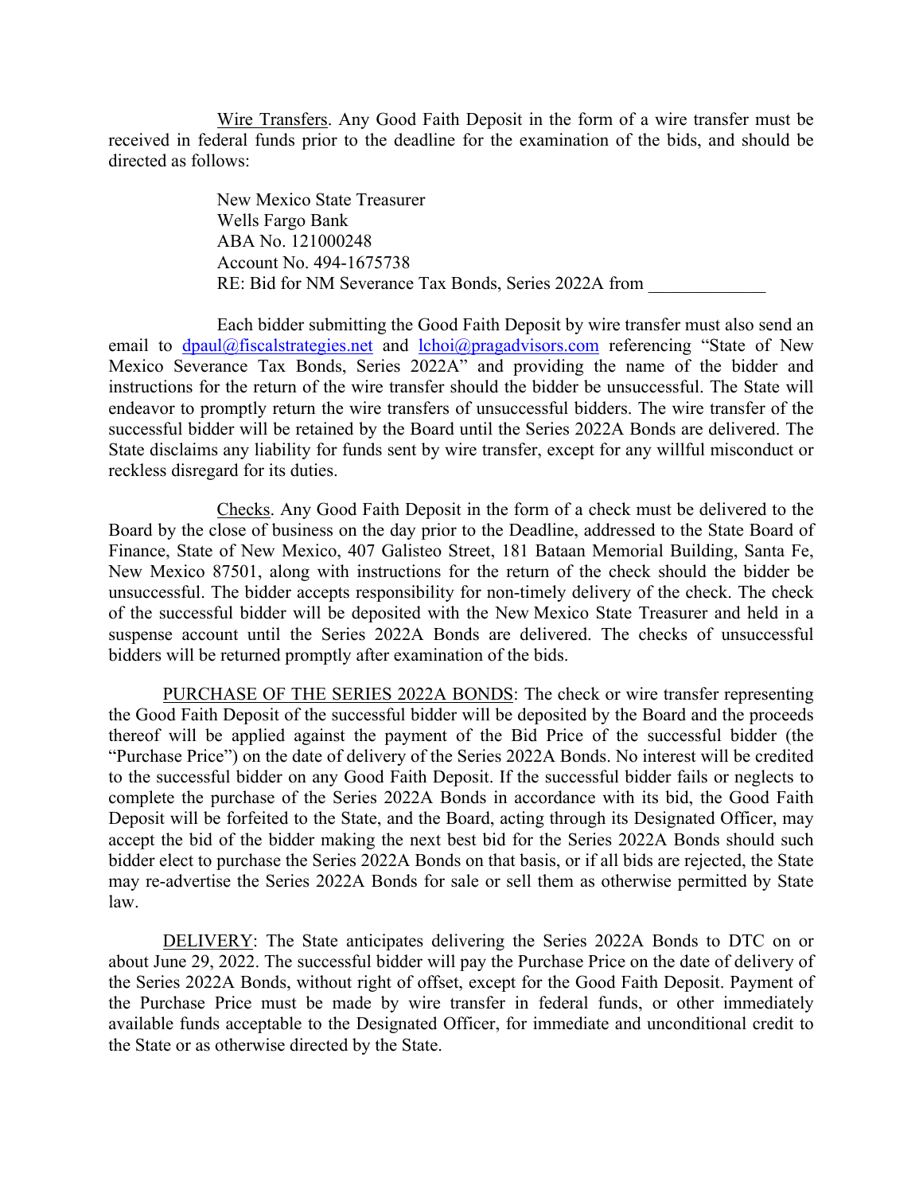Wire Transfers. Any Good Faith Deposit in the form of a wire transfer must be received in federal funds prior to the deadline for the examination of the bids, and should be directed as follows:

> New Mexico State Treasurer
> Wells Fargo Bank
> ABA No. 121000248
> Account No. 494-1675738
> RE: Bid for NM Severance Tax Bonds, Series 2022A from _____________

Each bidder submitting the Good Faith Deposit by wire transfer must also send an email to dpaul@fiscalstrategies.net and lchoi@pragadvisors.com referencing "State of New Mexico Severance Tax Bonds, Series 2022A" and providing the name of the bidder and instructions for the return of the wire transfer should the bidder be unsuccessful. The State will endeavor to promptly return the wire transfers of unsuccessful bidders. The wire transfer of the successful bidder will be retained by the Board until the Series 2022A Bonds are delivered. The State disclaims any liability for funds sent by wire transfer, except for any willful misconduct or reckless disregard for its duties.

Checks. Any Good Faith Deposit in the form of a check must be delivered to the Board by the close of business on the day prior to the Deadline, addressed to the State Board of Finance, State of New Mexico, 407 Galisteo Street, 181 Bataan Memorial Building, Santa Fe, New Mexico 87501, along with instructions for the return of the check should the bidder be unsuccessful. The bidder accepts responsibility for non-timely delivery of the check. The check of the successful bidder will be deposited with the New Mexico State Treasurer and held in a suspense account until the Series 2022A Bonds are delivered. The checks of unsuccessful bidders will be returned promptly after examination of the bids.

PURCHASE OF THE SERIES 2022A BONDS: The check or wire transfer representing the Good Faith Deposit of the successful bidder will be deposited by the Board and the proceeds thereof will be applied against the payment of the Bid Price of the successful bidder (the "Purchase Price") on the date of delivery of the Series 2022A Bonds. No interest will be credited to the successful bidder on any Good Faith Deposit. If the successful bidder fails or neglects to complete the purchase of the Series 2022A Bonds in accordance with its bid, the Good Faith Deposit will be forfeited to the State, and the Board, acting through its Designated Officer, may accept the bid of the bidder making the next best bid for the Series 2022A Bonds should such bidder elect to purchase the Series 2022A Bonds on that basis, or if all bids are rejected, the State may re-advertise the Series 2022A Bonds for sale or sell them as otherwise permitted by State law.

DELIVERY: The State anticipates delivering the Series 2022A Bonds to DTC on or about June 29, 2022. The successful bidder will pay the Purchase Price on the date of delivery of the Series 2022A Bonds, without right of offset, except for the Good Faith Deposit. Payment of the Purchase Price must be made by wire transfer in federal funds, or other immediately available funds acceptable to the Designated Officer, for immediate and unconditional credit to the State or as otherwise directed by the State.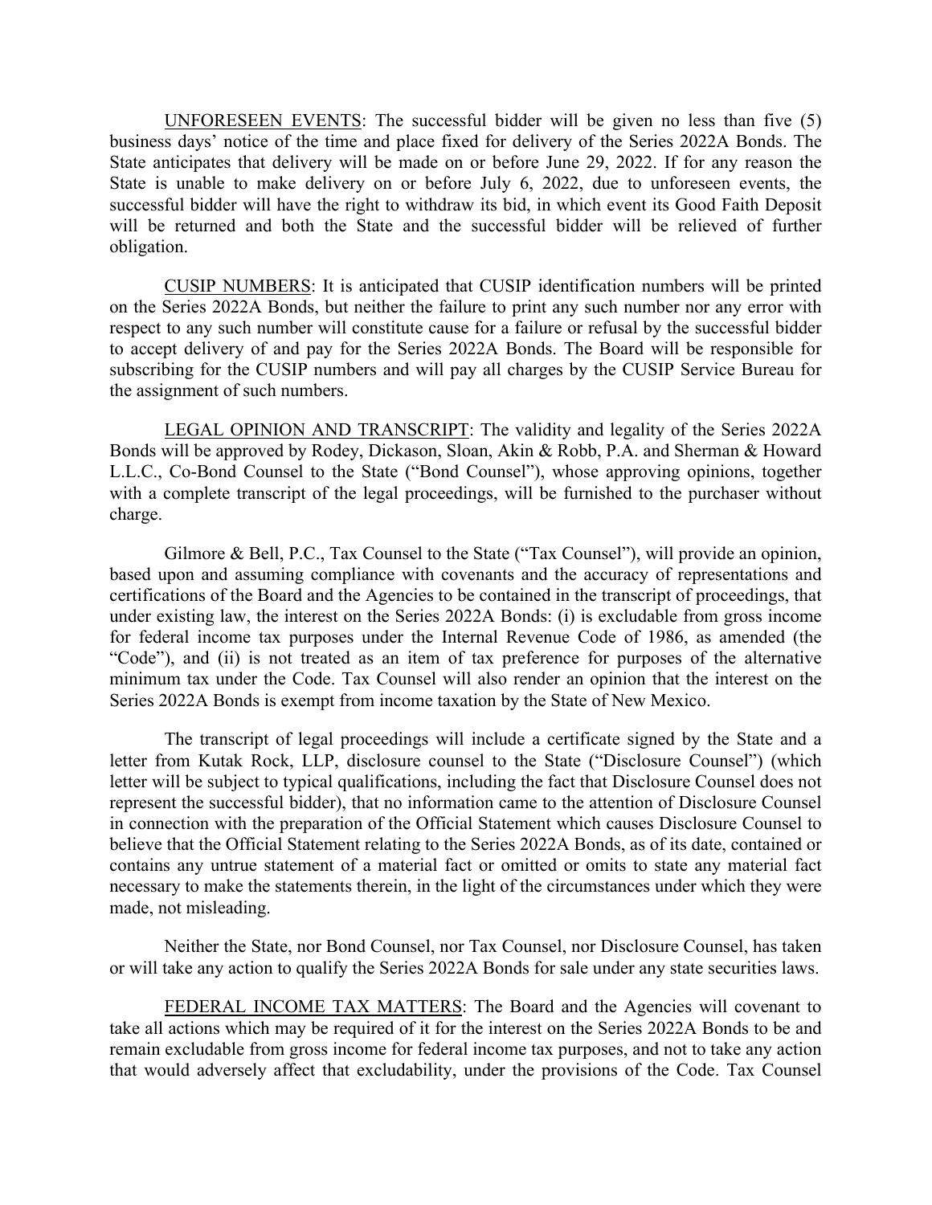UNFORESEEN EVENTS: The successful bidder will be given no less than five (5) business days' notice of the time and place fixed for delivery of the Series 2022A Bonds. The State anticipates that delivery will be made on or before June 29, 2022. If for any reason the State is unable to make delivery on or before July 6, 2022, due to unforeseen events, the successful bidder will have the right to withdraw its bid, in which event its Good Faith Deposit will be returned and both the State and the successful bidder will be relieved of further obligation.

CUSIP NUMBERS: It is anticipated that CUSIP identification numbers will be printed on the Series 2022A Bonds, but neither the failure to print any such number nor any error with respect to any such number will constitute cause for a failure or refusal by the successful bidder to accept delivery of and pay for the Series 2022A Bonds. The Board will be responsible for subscribing for the CUSIP numbers and will pay all charges by the CUSIP Service Bureau for the assignment of such numbers.

LEGAL OPINION AND TRANSCRIPT: The validity and legality of the Series 2022A Bonds will be approved by Rodey, Dickason, Sloan, Akin & Robb, P.A. and Sherman & Howard L.L.C., Co-Bond Counsel to the State ("Bond Counsel"), whose approving opinions, together with a complete transcript of the legal proceedings, will be furnished to the purchaser without charge.

Gilmore & Bell, P.C., Tax Counsel to the State ("Tax Counsel"), will provide an opinion, based upon and assuming compliance with covenants and the accuracy of representations and certifications of the Board and the Agencies to be contained in the transcript of proceedings, that under existing law, the interest on the Series 2022A Bonds: (i) is excludable from gross income for federal income tax purposes under the Internal Revenue Code of 1986, as amended (the "Code"), and (ii) is not treated as an item of tax preference for purposes of the alternative minimum tax under the Code. Tax Counsel will also render an opinion that the interest on the Series 2022A Bonds is exempt from income taxation by the State of New Mexico.

The transcript of legal proceedings will include a certificate signed by the State and a letter from Kutak Rock, LLP, disclosure counsel to the State ("Disclosure Counsel") (which letter will be subject to typical qualifications, including the fact that Disclosure Counsel does not represent the successful bidder), that no information came to the attention of Disclosure Counsel in connection with the preparation of the Official Statement which causes Disclosure Counsel to believe that the Official Statement relating to the Series 2022A Bonds, as of its date, contained or contains any untrue statement of a material fact or omitted or omits to state any material fact necessary to make the statements therein, in the light of the circumstances under which they were made, not misleading.

Neither the State, nor Bond Counsel, nor Tax Counsel, nor Disclosure Counsel, has taken or will take any action to qualify the Series 2022A Bonds for sale under any state securities laws.

FEDERAL INCOME TAX MATTERS: The Board and the Agencies will covenant to take all actions which may be required of it for the interest on the Series 2022A Bonds to be and remain excludable from gross income for federal income tax purposes, and not to take any action that would adversely affect that excludability, under the provisions of the Code. Tax Counsel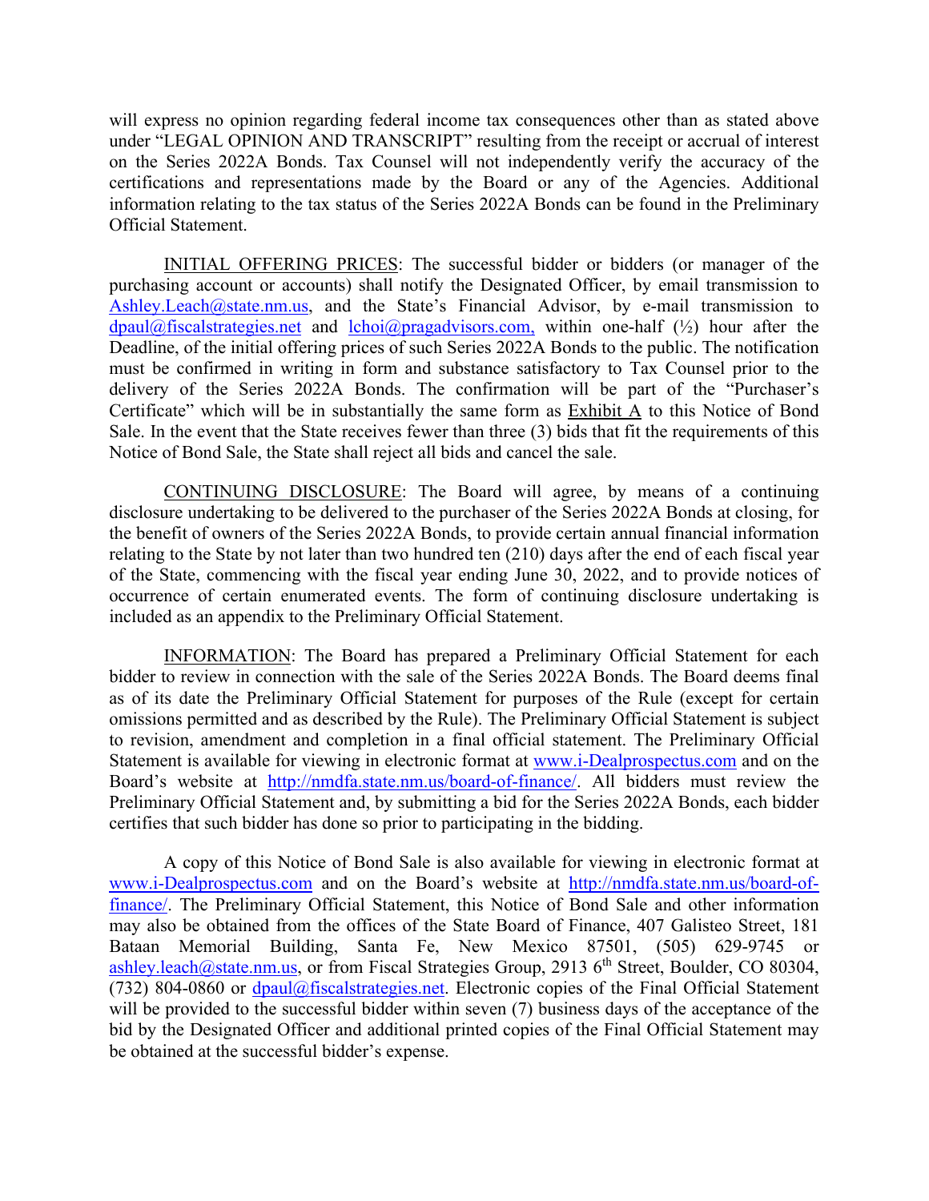will express no opinion regarding federal income tax consequences other than as stated above under "LEGAL OPINION AND TRANSCRIPT" resulting from the receipt or accrual of interest on the Series 2022A Bonds. Tax Counsel will not independently verify the accuracy of the certifications and representations made by the Board or any of the Agencies. Additional information relating to the tax status of the Series 2022A Bonds can be found in the Preliminary Official Statement.

INITIAL OFFERING PRICES: The successful bidder or bidders (or manager of the purchasing account or accounts) shall notify the Designated Officer, by email transmission to Ashley.Leach@state.nm.us, and the State's Financial Advisor, by e-mail transmission to dpaul@fiscalstrategies.net and lchoi@pragadvisors.com, within one-half (½) hour after the Deadline, of the initial offering prices of such Series 2022A Bonds to the public. The notification must be confirmed in writing in form and substance satisfactory to Tax Counsel prior to the delivery of the Series 2022A Bonds. The confirmation will be part of the "Purchaser's Certificate" which will be in substantially the same form as Exhibit A to this Notice of Bond Sale. In the event that the State receives fewer than three (3) bids that fit the requirements of this Notice of Bond Sale, the State shall reject all bids and cancel the sale.

CONTINUING DISCLOSURE: The Board will agree, by means of a continuing disclosure undertaking to be delivered to the purchaser of the Series 2022A Bonds at closing, for the benefit of owners of the Series 2022A Bonds, to provide certain annual financial information relating to the State by not later than two hundred ten (210) days after the end of each fiscal year of the State, commencing with the fiscal year ending June 30, 2022, and to provide notices of occurrence of certain enumerated events. The form of continuing disclosure undertaking is included as an appendix to the Preliminary Official Statement.

INFORMATION: The Board has prepared a Preliminary Official Statement for each bidder to review in connection with the sale of the Series 2022A Bonds. The Board deems final as of its date the Preliminary Official Statement for purposes of the Rule (except for certain omissions permitted and as described by the Rule). The Preliminary Official Statement is subject to revision, amendment and completion in a final official statement. The Preliminary Official Statement is available for viewing in electronic format at www.i-Dealprospectus.com and on the Board's website at http://nmdfa.state.nm.us/board-of-finance/. All bidders must review the Preliminary Official Statement and, by submitting a bid for the Series 2022A Bonds, each bidder certifies that such bidder has done so prior to participating in the bidding.

A copy of this Notice of Bond Sale is also available for viewing in electronic format at www.i-Dealprospectus.com and on the Board's website at http://nmdfa.state.nm.us/board-of-finance/. The Preliminary Official Statement, this Notice of Bond Sale and other information may also be obtained from the offices of the State Board of Finance, 407 Galisteo Street, 181 Bataan Memorial Building, Santa Fe, New Mexico 87501, (505) 629-9745 or ashley.leach@state.nm.us, or from Fiscal Strategies Group, 2913 6th Street, Boulder, CO 80304, (732) 804-0860 or dpaul@fiscalstrategies.net. Electronic copies of the Final Official Statement will be provided to the successful bidder within seven (7) business days of the acceptance of the bid by the Designated Officer and additional printed copies of the Final Official Statement may be obtained at the successful bidder's expense.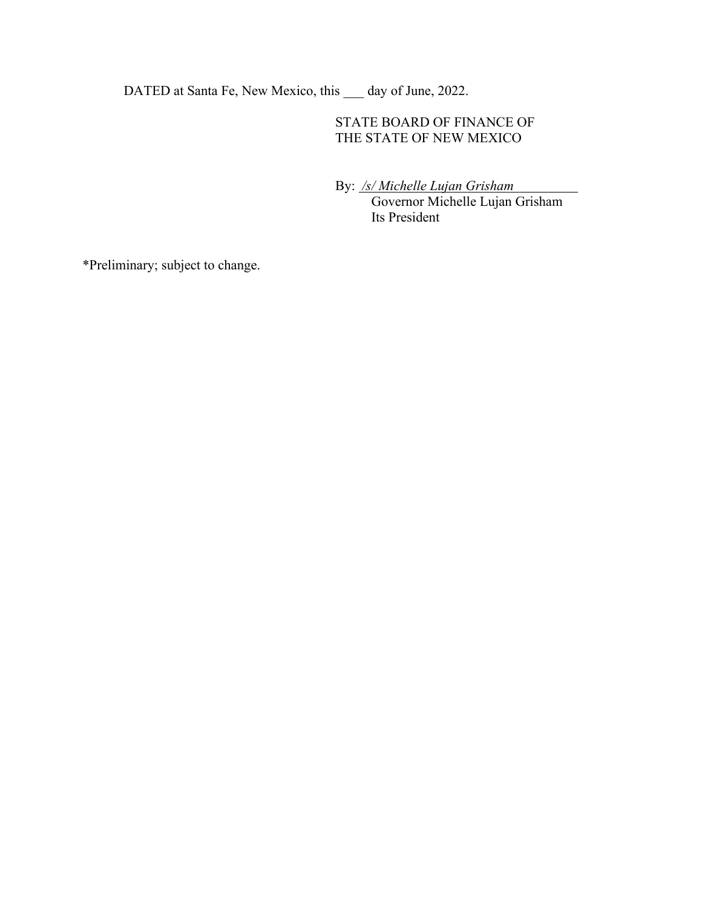DATED at Santa Fe, New Mexico, this ___ day of June, 2022.

STATE BOARD OF FINANCE OF
THE STATE OF NEW MEXICO

By: */s/ Michelle Lujan Grisham*
Governor Michelle Lujan Grisham
Its President

*Preliminary; subject to change.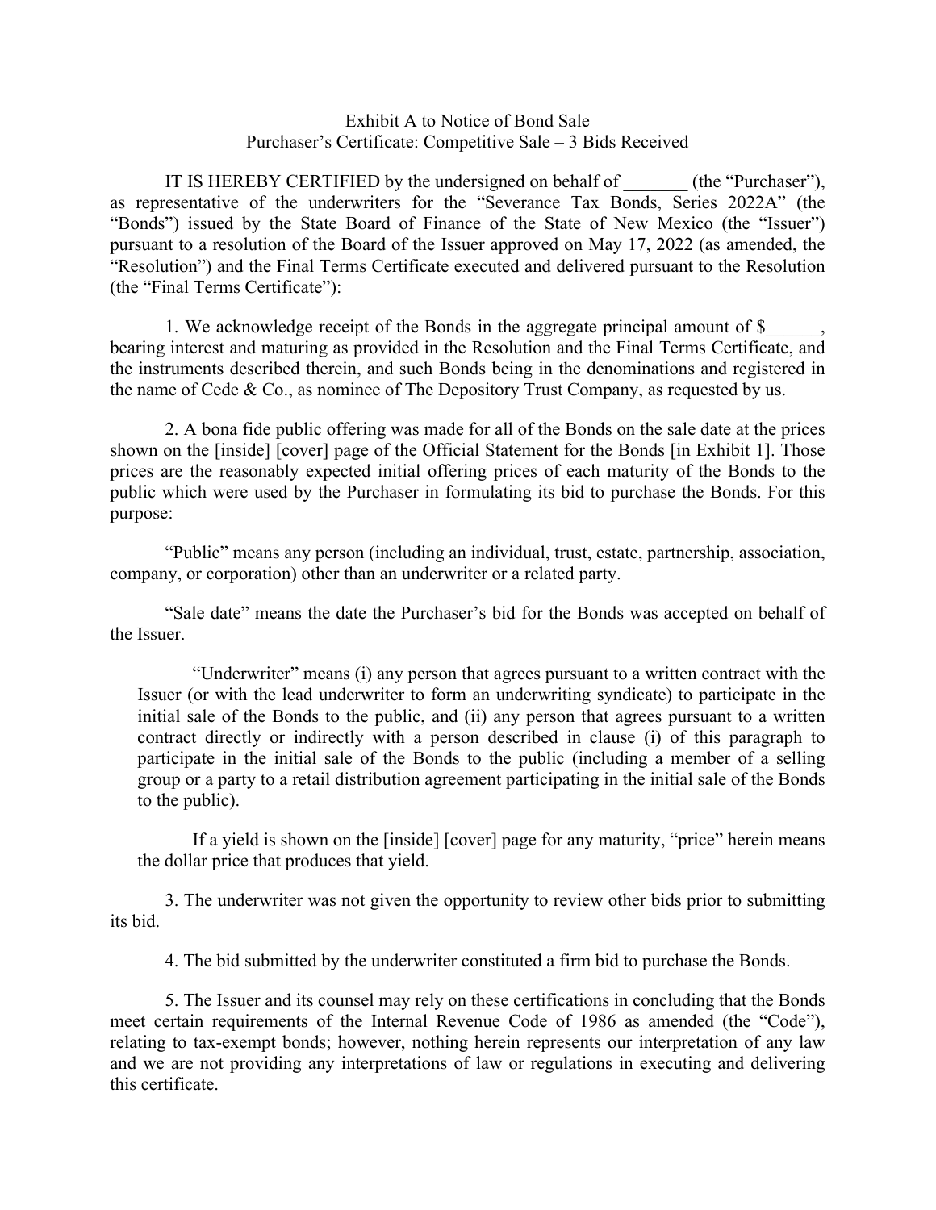Exhibit A to Notice of Bond Sale
Purchaser's Certificate: Competitive Sale – 3 Bids Received

IT IS HEREBY CERTIFIED by the undersigned on behalf of _______ (the "Purchaser"), as representative of the underwriters for the "Severance Tax Bonds, Series 2022A" (the "Bonds") issued by the State Board of Finance of the State of New Mexico (the "Issuer") pursuant to a resolution of the Board of the Issuer approved on May 17, 2022 (as amended, the "Resolution") and the Final Terms Certificate executed and delivered pursuant to the Resolution (the "Final Terms Certificate"):

1. We acknowledge receipt of the Bonds in the aggregate principal amount of $______, bearing interest and maturing as provided in the Resolution and the Final Terms Certificate, and the instruments described therein, and such Bonds being in the denominations and registered in the name of Cede & Co., as nominee of The Depository Trust Company, as requested by us.

2. A bona fide public offering was made for all of the Bonds on the sale date at the prices shown on the [inside] [cover] page of the Official Statement for the Bonds [in Exhibit 1]. Those prices are the reasonably expected initial offering prices of each maturity of the Bonds to the public which were used by the Purchaser in formulating its bid to purchase the Bonds. For this purpose:

"Public" means any person (including an individual, trust, estate, partnership, association, company, or corporation) other than an underwriter or a related party.

"Sale date" means the date the Purchaser's bid for the Bonds was accepted on behalf of the Issuer.

"Underwriter" means (i) any person that agrees pursuant to a written contract with the Issuer (or with the lead underwriter to form an underwriting syndicate) to participate in the initial sale of the Bonds to the public, and (ii) any person that agrees pursuant to a written contract directly or indirectly with a person described in clause (i) of this paragraph to participate in the initial sale of the Bonds to the public (including a member of a selling group or a party to a retail distribution agreement participating in the initial sale of the Bonds to the public).

If a yield is shown on the [inside] [cover] page for any maturity, "price" herein means the dollar price that produces that yield.

3. The underwriter was not given the opportunity to review other bids prior to submitting its bid.

4. The bid submitted by the underwriter constituted a firm bid to purchase the Bonds.

5. The Issuer and its counsel may rely on these certifications in concluding that the Bonds meet certain requirements of the Internal Revenue Code of 1986 as amended (the "Code"), relating to tax-exempt bonds; however, nothing herein represents our interpretation of any law and we are not providing any interpretations of law or regulations in executing and delivering this certificate.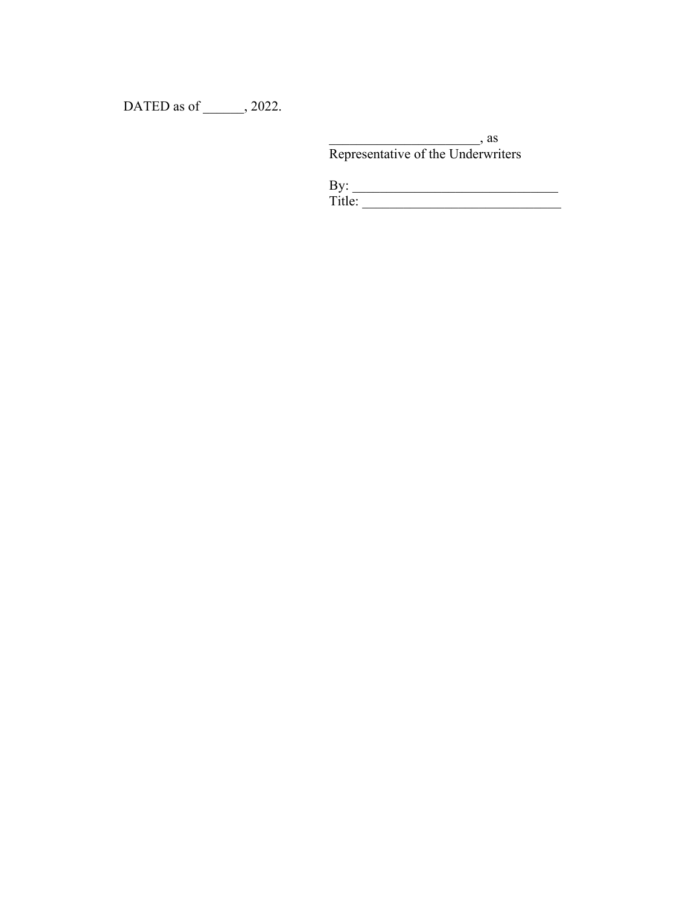DATED as of ______, 2022.

______________________, as
Representative of the Underwriters

By: ______________________________
Title: _____________________________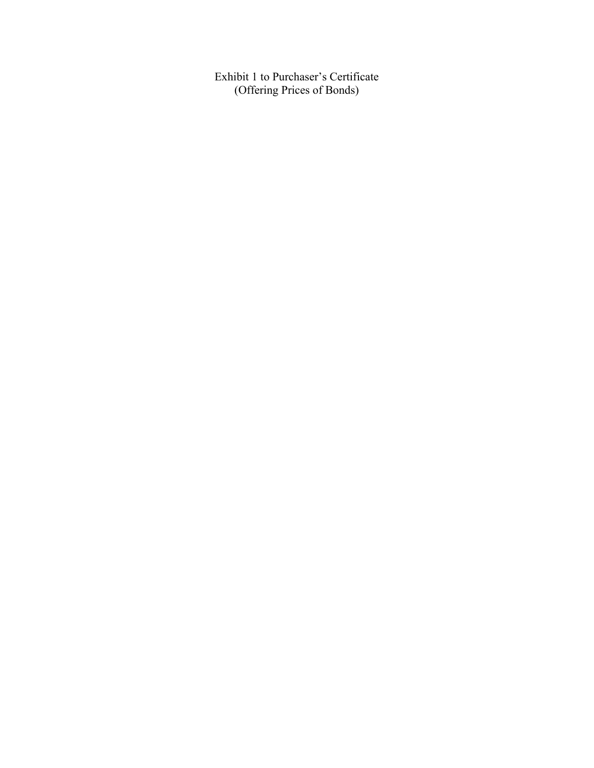Exhibit 1 to Purchaser’s Certificate
(Offering Prices of Bonds)